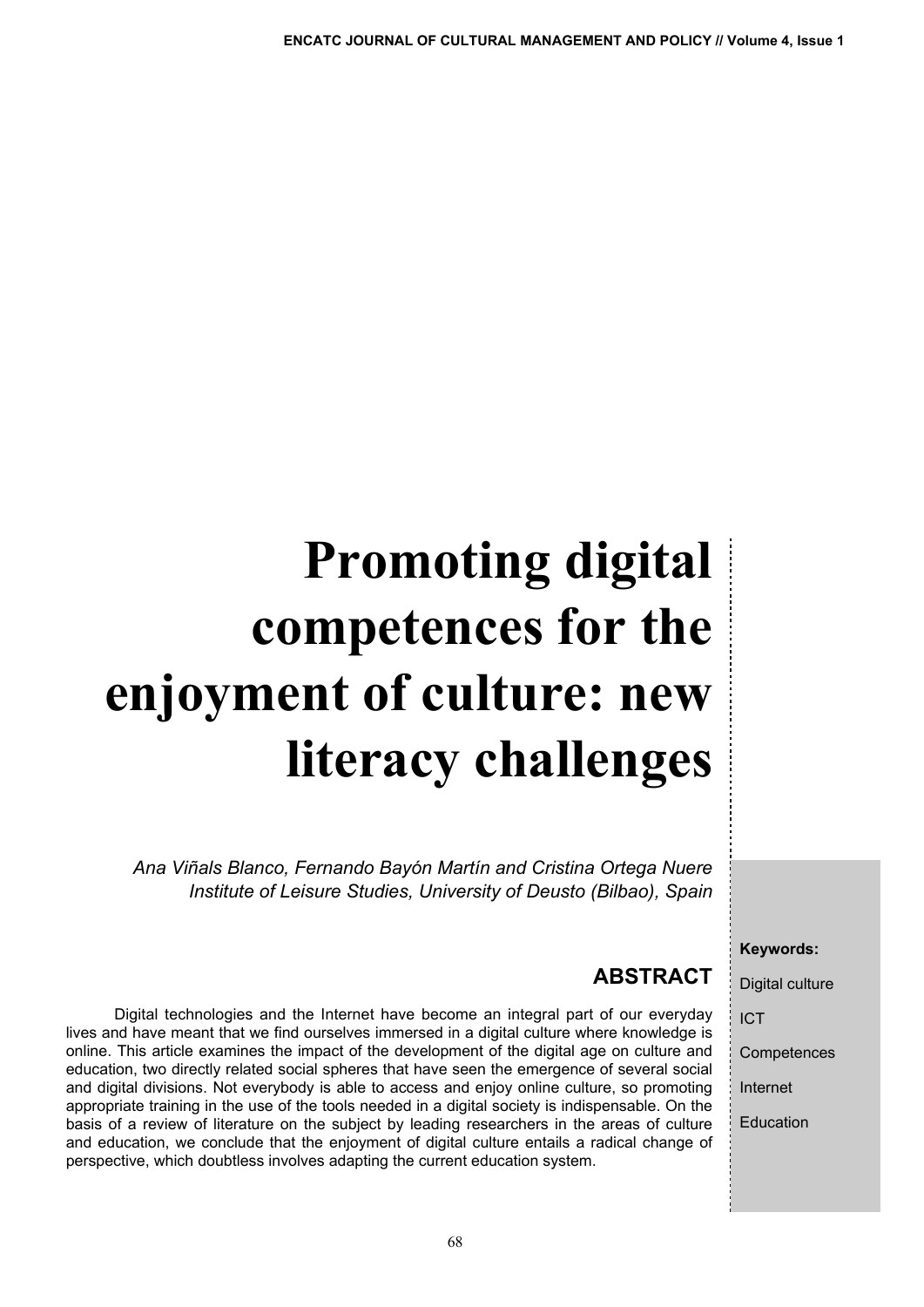# Promoting digital competences for the enjoyment of culture: new literacy challenges

*Ana Viñals Blanco, Fernando Bayón Martín and Cristina Ortega Nuere*
*Institute of Leisure Studies, University of Deusto (Bilbao), Spain*

## ABSTRACT

Digital technologies and the Internet have become an integral part of our everyday lives and have meant that we find ourselves immersed in a digital culture where knowledge is online. This article examines the impact of the development of the digital age on culture and education, two directly related social spheres that have seen the emergence of several social and digital divisions. Not everybody is able to access and enjoy online culture, so promoting appropriate training in the use of the tools needed in a digital society is indispensable. On the basis of a review of literature on the subject by leading researchers in the areas of culture and education, we conclude that the enjoyment of digital culture entails a radical change of perspective, which doubtless involves adapting the current education system.

**Keywords:**

Digital culture

ICT

Competences

Internet

Education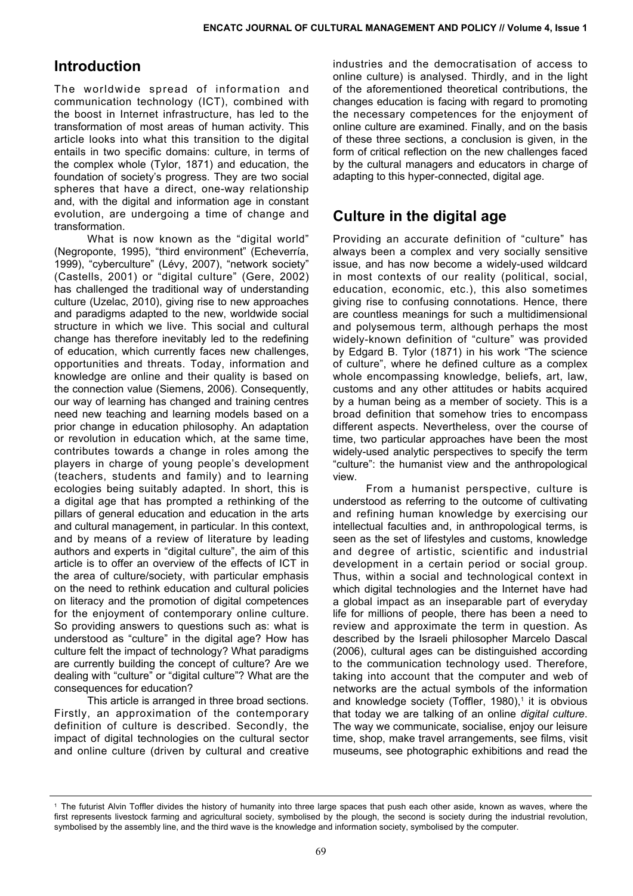## Introduction

The worldwide spread of information and communication technology (ICT), combined with the boost in Internet infrastructure, has led to the transformation of most areas of human activity. This article looks into what this transition to the digital entails in two specific domains: culture, in terms of the complex whole (Tylor, 1871) and education, the foundation of society's progress. They are two social spheres that have a direct, one-way relationship and, with the digital and information age in constant evolution, are undergoing a time of change and transformation.

What is now known as the "digital world" (Negroponte, 1995), "third environment" (Echeverría, 1999), "cyberculture" (Lévy, 2007), "network society" (Castells, 2001) or "digital culture" (Gere, 2002) has challenged the traditional way of understanding culture (Uzelac, 2010), giving rise to new approaches and paradigms adapted to the new, worldwide social structure in which we live. This social and cultural change has therefore inevitably led to the redefining of education, which currently faces new challenges, opportunities and threats. Today, information and knowledge are online and their quality is based on the connection value (Siemens, 2006). Consequently, our way of learning has changed and training centres need new teaching and learning models based on a prior change in education philosophy. An adaptation or revolution in education which, at the same time, contributes towards a change in roles among the players in charge of young people's development (teachers, students and family) and to learning ecologies being suitably adapted. In short, this is a digital age that has prompted a rethinking of the pillars of general education and education in the arts and cultural management, in particular. In this context, and by means of a review of literature by leading authors and experts in "digital culture", the aim of this article is to offer an overview of the effects of ICT in the area of culture/society, with particular emphasis on the need to rethink education and cultural policies on literacy and the promotion of digital competences for the enjoyment of contemporary online culture. So providing answers to questions such as: what is understood as "culture" in the digital age? How has culture felt the impact of technology? What paradigms are currently building the concept of culture? Are we dealing with "culture" or "digital culture"? What are the consequences for education?

This article is arranged in three broad sections. Firstly, an approximation of the contemporary definition of culture is described. Secondly, the impact of digital technologies on the cultural sector and online culture (driven by cultural and creative industries and the democratisation of access to online culture) is analysed. Thirdly, and in the light of the aforementioned theoretical contributions, the changes education is facing with regard to promoting the necessary competences for the enjoyment of online culture are examined. Finally, and on the basis of these three sections, a conclusion is given, in the form of critical reflection on the new challenges faced by the cultural managers and educators in charge of adapting to this hyper-connected, digital age.

## Culture in the digital age

Providing an accurate definition of "culture" has always been a complex and very socially sensitive issue, and has now become a widely-used wildcard in most contexts of our reality (political, social, education, economic, etc.), this also sometimes giving rise to confusing connotations. Hence, there are countless meanings for such a multidimensional and polysemous term, although perhaps the most widely-known definition of "culture" was provided by Edgard B. Tylor (1871) in his work "The science of culture", where he defined culture as a complex whole encompassing knowledge, beliefs, art, law, customs and any other attitudes or habits acquired by a human being as a member of society. This is a broad definition that somehow tries to encompass different aspects. Nevertheless, over the course of time, two particular approaches have been the most widely-used analytic perspectives to specify the term "culture": the humanist view and the anthropological view.

From a humanist perspective, culture is understood as referring to the outcome of cultivating and refining human knowledge by exercising our intellectual faculties and, in anthropological terms, is seen as the set of lifestyles and customs, knowledge and degree of artistic, scientific and industrial development in a certain period or social group. Thus, within a social and technological context in which digital technologies and the Internet have had a global impact as an inseparable part of everyday life for millions of people, there has been a need to review and approximate the term in question. As described by the Israeli philosopher Marcelo Dascal (2006), cultural ages can be distinguished according to the communication technology used. Therefore, taking into account that the computer and web of networks are the actual symbols of the information and knowledge society (Toffler, 1980),[1] it is obvious that today we are talking of an online *digital culture*. The way we communicate, socialise, enjoy our leisure time, shop, make travel arrangements, see films, visit museums, see photographic exhibitions and read the

[1] The futurist Alvin Toffler divides the history of humanity into three large spaces that push each other aside, known as waves, where the first represents livestock farming and agricultural society, symbolised by the plough, the second is society during the industrial revolution, symbolised by the assembly line, and the third wave is the knowledge and information society, symbolised by the computer.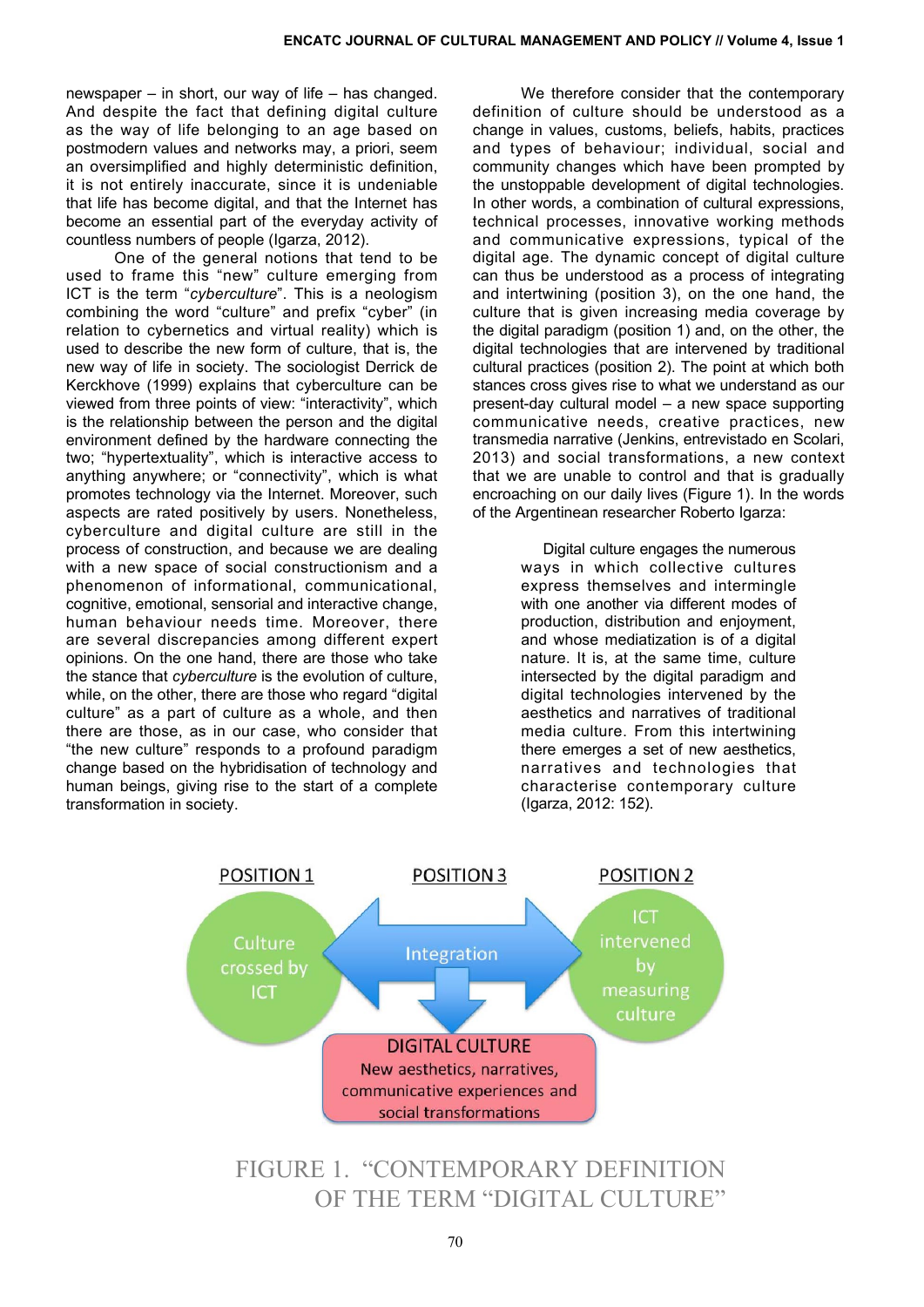newspaper – in short, our way of life – has changed. And despite the fact that defining digital culture as the way of life belonging to an age based on postmodern values and networks may, a priori, seem an oversimplified and highly deterministic definition, it is not entirely inaccurate, since it is undeniable that life has become digital, and that the Internet has become an essential part of the everyday activity of countless numbers of people (Igarza, 2012).

One of the general notions that tend to be used to frame this "new" culture emerging from ICT is the term "*cyberculture*". This is a neologism combining the word "culture" and prefix "cyber" (in relation to cybernetics and virtual reality) which is used to describe the new form of culture, that is, the new way of life in society. The sociologist Derrick de Kerckhove (1999) explains that cyberculture can be viewed from three points of view: "interactivity", which is the relationship between the person and the digital environment defined by the hardware connecting the two; "hypertextuality", which is interactive access to anything anywhere; or "connectivity", which is what promotes technology via the Internet. Moreover, such aspects are rated positively by users. Nonetheless, cyberculture and digital culture are still in the process of construction, and because we are dealing with a new space of social constructionism and a phenomenon of informational, communicational, cognitive, emotional, sensorial and interactive change, human behaviour needs time. Moreover, there are several discrepancies among different expert opinions. On the one hand, there are those who take the stance that *cyberculture* is the evolution of culture, while, on the other, there are those who regard "digital culture" as a part of culture as a whole, and then there are those, as in our case, who consider that "the new culture" responds to a profound paradigm change based on the hybridisation of technology and human beings, giving rise to the start of a complete transformation in society.

We therefore consider that the contemporary definition of culture should be understood as a change in values, customs, beliefs, habits, practices and types of behaviour; individual, social and community changes which have been prompted by the unstoppable development of digital technologies. In other words, a combination of cultural expressions, technical processes, innovative working methods and communicative expressions, typical of the digital age. The dynamic concept of digital culture can thus be understood as a process of integrating and intertwining (position 3), on the one hand, the culture that is given increasing media coverage by the digital paradigm (position 1) and, on the other, the digital technologies that are intervened by traditional cultural practices (position 2). The point at which both stances cross gives rise to what we understand as our present-day cultural model – a new space supporting communicative needs, creative practices, new transmedia narrative (Jenkins, entrevistado en Scolari, 2013) and social transformations, a new context that we are unable to control and that is gradually encroaching on our daily lives (Figure 1). In the words of the Argentinean researcher Roberto Igarza:

> Digital culture engages the numerous ways in which collective cultures express themselves and intermingle with one another via different modes of production, distribution and enjoyment, and whose mediatization is of a digital nature. It is, at the same time, culture intersected by the digital paradigm and digital technologies intervened by the aesthetics and narratives of traditional media culture. From this intertwining there emerges a set of new aesthetics, narratives and technologies that characterise contemporary culture (Igarza, 2012: 152).

POSITION 1 — Culture crossed by ICT

POSITION 3 — Integration

POSITION 2 — ICT intervened by measuring culture

DIGITAL CULTURE — New aesthetics, narratives, communicative experiences and social transformations

FIGURE 1. "CONTEMPORARY DEFINITION OF THE TERM "DIGITAL CULTURE"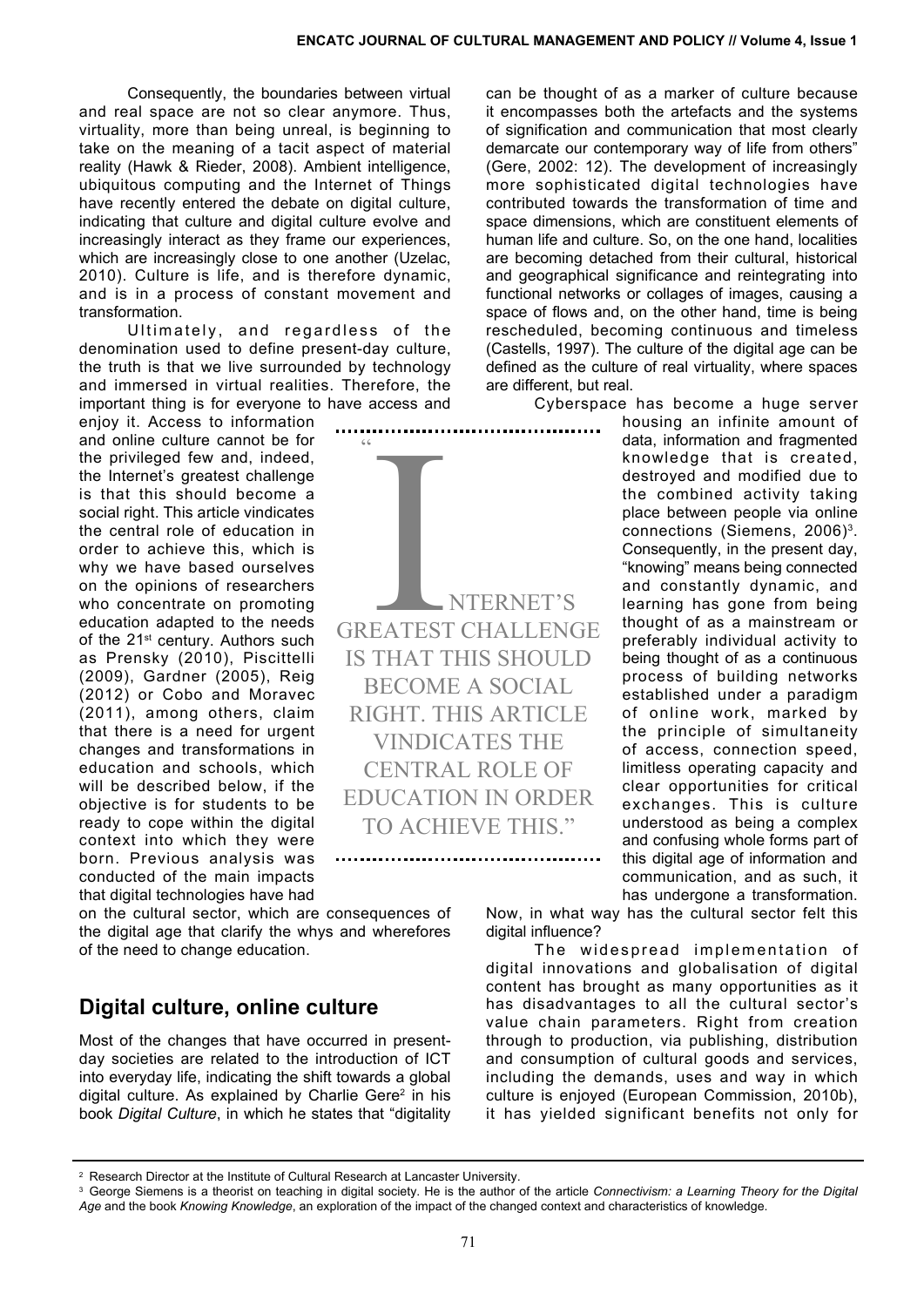Consequently, the boundaries between virtual and real space are not so clear anymore. Thus, virtuality, more than being unreal, is beginning to take on the meaning of a tacit aspect of material reality (Hawk & Rieder, 2008). Ambient intelligence, ubiquitous computing and the Internet of Things have recently entered the debate on digital culture, indicating that culture and digital culture evolve and increasingly interact as they frame our experiences, which are increasingly close to one another (Uzelac, 2010). Culture is life, and is therefore dynamic, and is in a process of constant movement and transformation.

Ultimately, and regardless of the denomination used to define present-day culture, the truth is that we live surrounded by technology and immersed in virtual realities. Therefore, the important thing is for everyone to have access and enjoy it. Access to information and online culture cannot be for the privileged few and, indeed, the Internet's greatest challenge is that this should become a social right. This article vindicates the central role of education in order to achieve this, which is why we have based ourselves on the opinions of researchers who concentrate on promoting education adapted to the needs of the 21st century. Authors such as Prensky (2010), Piscittelli (2009), Gardner (2005), Reig (2012) or Cobo and Moravec (2011), among others, claim that there is a need for urgent changes and transformations in education and schools, which will be described below, if the objective is for students to be ready to cope within the digital context into which they were born. Previous analysis was conducted of the main impacts that digital technologies have had on the cultural sector, which are consequences of the digital age that clarify the whys and wherefores of the need to change education.

> "Internet's greatest challenge is that this should become a social right. This article vindicates the central role of education in order to achieve this."

## Digital culture, online culture

Most of the changes that have occurred in present-day societies are related to the introduction of ICT into everyday life, indicating the shift towards a global digital culture. As explained by Charlie Gere[2] in his book *Digital Culture*, in which he states that "digitality can be thought of as a marker of culture because it encompasses both the artefacts and the systems of signification and communication that most clearly demarcate our contemporary way of life from others" (Gere, 2002: 12). The development of increasingly more sophisticated digital technologies have contributed towards the transformation of time and space dimensions, which are constituent elements of human life and culture. So, on the one hand, localities are becoming detached from their cultural, historical and geographical significance and reintegrating into functional networks or collages of images, causing a space of flows and, on the other hand, time is being rescheduled, becoming continuous and timeless (Castells, 1997). The culture of the digital age can be defined as the culture of real virtuality, where spaces are different, but real.

Cyberspace has become a huge server housing an infinite amount of data, information and fragmented knowledge that is created, destroyed and modified due to the combined activity taking place between people via online connections (Siemens, 2006)[3]. Consequently, in the present day, "knowing" means being connected and constantly dynamic, and learning has gone from being thought of as a mainstream or preferably individual activity to being thought of as a continuous process of building networks established under a paradigm of online work, marked by the principle of simultaneity of access, connection speed, limitless operating capacity and clear opportunities for critical exchanges. This is culture understood as being a complex and confusing whole forms part of this digital age of information and communication, and as such, it has undergone a transformation. Now, in what way has the cultural sector felt this digital influence?

The widespread implementation of digital innovations and globalisation of digital content has brought as many opportunities as it has disadvantages to all the cultural sector's value chain parameters. Right from creation through to production, via publishing, distribution and consumption of cultural goods and services, including the demands, uses and way in which culture is enjoyed (European Commission, 2010b), it has yielded significant benefits not only for

---

[2] Research Director at the Institute of Cultural Research at Lancaster University.

[3] George Siemens is a theorist on teaching in digital society. He is the author of the article *Connectivism: a Learning Theory for the Digital Age* and the book *Knowing Knowledge*, an exploration of the impact of the changed context and characteristics of knowledge.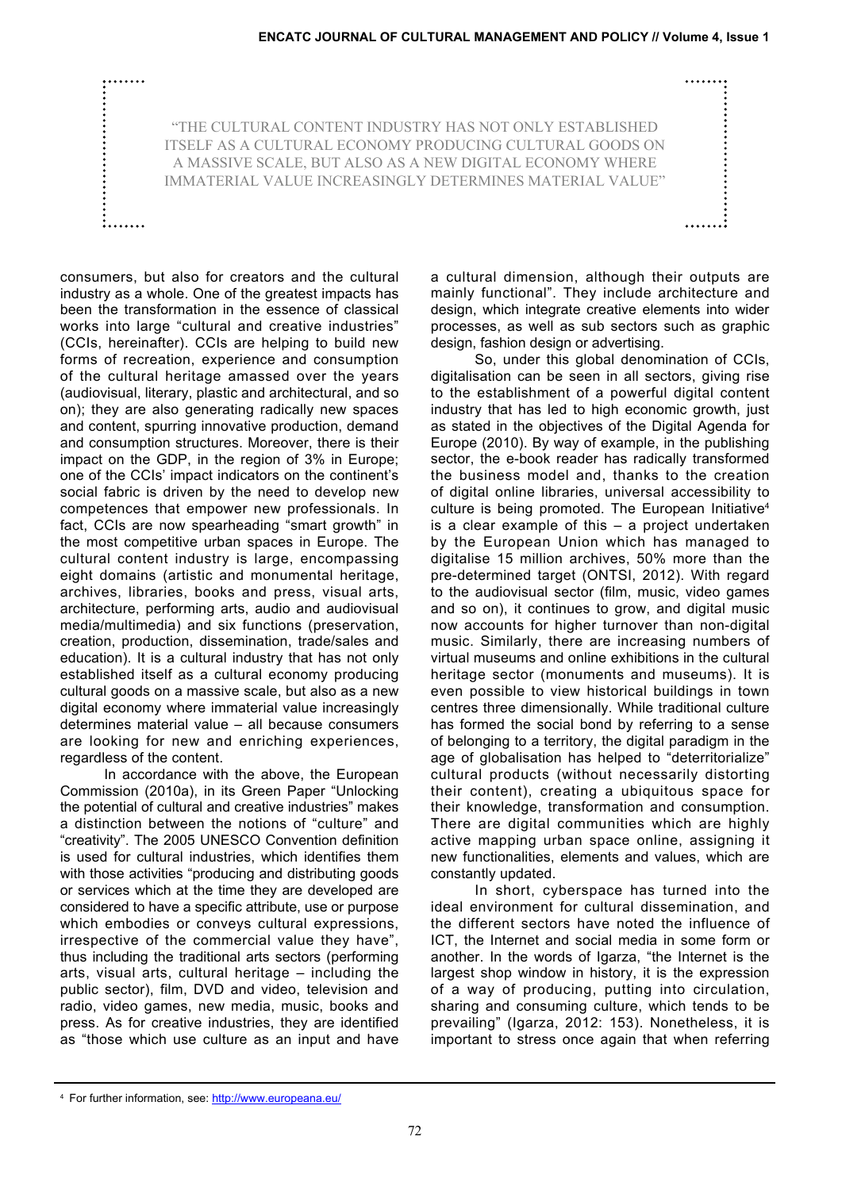> "THE CULTURAL CONTENT INDUSTRY HAS NOT ONLY ESTABLISHED ITSELF AS A CULTURAL ECONOMY PRODUCING CULTURAL GOODS ON A MASSIVE SCALE, BUT ALSO AS A NEW DIGITAL ECONOMY WHERE IMMATERIAL VALUE INCREASINGLY DETERMINES MATERIAL VALUE"

consumers, but also for creators and the cultural industry as a whole. One of the greatest impacts has been the transformation in the essence of classical works into large "cultural and creative industries" (CCIs, hereinafter). CCIs are helping to build new forms of recreation, experience and consumption of the cultural heritage amassed over the years (audiovisual, literary, plastic and architectural, and so on); they are also generating radically new spaces and content, spurring innovative production, demand and consumption structures. Moreover, there is their impact on the GDP, in the region of 3% in Europe; one of the CCIs' impact indicators on the continent's social fabric is driven by the need to develop new competences that empower new professionals. In fact, CCIs are now spearheading "smart growth" in the most competitive urban spaces in Europe. The cultural content industry is large, encompassing eight domains (artistic and monumental heritage, archives, libraries, books and press, visual arts, architecture, performing arts, audio and audiovisual media/multimedia) and six functions (preservation, creation, production, dissemination, trade/sales and education). It is a cultural industry that has not only established itself as a cultural economy producing cultural goods on a massive scale, but also as a new digital economy where immaterial value increasingly determines material value – all because consumers are looking for new and enriching experiences, regardless of the content.

In accordance with the above, the European Commission (2010a), in its Green Paper "Unlocking the potential of cultural and creative industries" makes a distinction between the notions of "culture" and "creativity". The 2005 UNESCO Convention definition is used for cultural industries, which identifies them with those activities "producing and distributing goods or services which at the time they are developed are considered to have a specific attribute, use or purpose which embodies or conveys cultural expressions, irrespective of the commercial value they have", thus including the traditional arts sectors (performing arts, visual arts, cultural heritage – including the public sector), film, DVD and video, television and radio, video games, new media, music, books and press. As for creative industries, they are identified as "those which use culture as an input and have a cultural dimension, although their outputs are mainly functional". They include architecture and design, which integrate creative elements into wider processes, as well as sub sectors such as graphic design, fashion design or advertising.

So, under this global denomination of CCIs, digitalisation can be seen in all sectors, giving rise to the establishment of a powerful digital content industry that has led to high economic growth, just as stated in the objectives of the Digital Agenda for Europe (2010). By way of example, in the publishing sector, the e-book reader has radically transformed the business model and, thanks to the creation of digital online libraries, universal accessibility to culture is being promoted. The European Initiative[4] is a clear example of this – a project undertaken by the European Union which has managed to digitalise 15 million archives, 50% more than the pre-determined target (ONTSI, 2012). With regard to the audiovisual sector (film, music, video games and so on), it continues to grow, and digital music now accounts for higher turnover than non-digital music. Similarly, there are increasing numbers of virtual museums and online exhibitions in the cultural heritage sector (monuments and museums). It is even possible to view historical buildings in town centres three dimensionally. While traditional culture has formed the social bond by referring to a sense of belonging to a territory, the digital paradigm in the age of globalisation has helped to "deterritorialize" cultural products (without necessarily distorting their content), creating a ubiquitous space for their knowledge, transformation and consumption. There are digital communities which are highly active mapping urban space online, assigning it new functionalities, elements and values, which are constantly updated.

In short, cyberspace has turned into the ideal environment for cultural dissemination, and the different sectors have noted the influence of ICT, the Internet and social media in some form or another. In the words of Igarza, "the Internet is the largest shop window in history, it is the expression of a way of producing, putting into circulation, sharing and consuming culture, which tends to be prevailing" (Igarza, 2012: 153). Nonetheless, it is important to stress once again that when referring

---

[4] For further information, see: http://www.europeana.eu/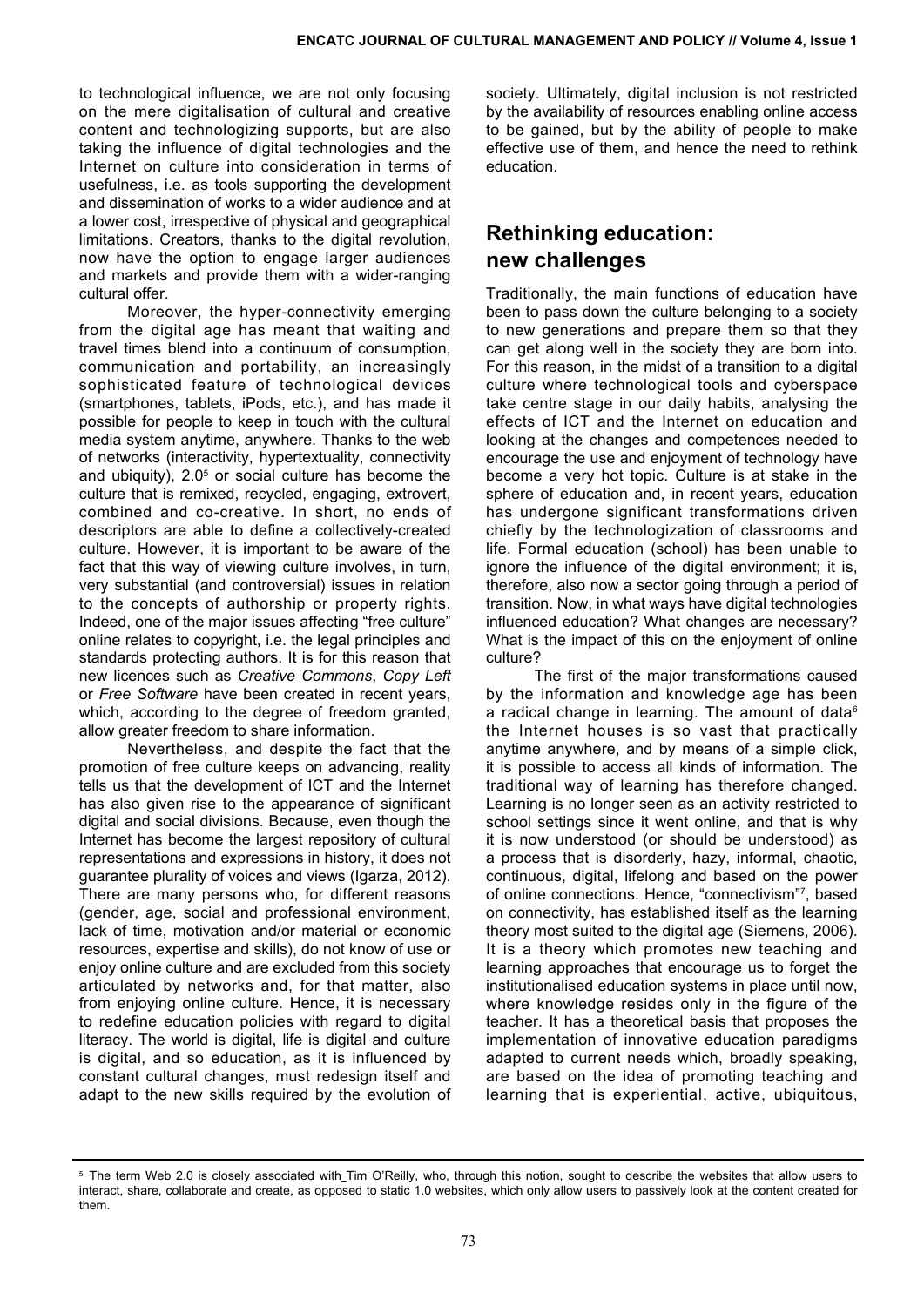to technological influence, we are not only focusing on the mere digitalisation of cultural and creative content and technologizing supports, but are also taking the influence of digital technologies and the Internet on culture into consideration in terms of usefulness, i.e. as tools supporting the development and dissemination of works to a wider audience and at a lower cost, irrespective of physical and geographical limitations. Creators, thanks to the digital revolution, now have the option to engage larger audiences and markets and provide them with a wider-ranging cultural offer.

Moreover, the hyper-connectivity emerging from the digital age has meant that waiting and travel times blend into a continuum of consumption, communication and portability, an increasingly sophisticated feature of technological devices (smartphones, tablets, iPods, etc.), and has made it possible for people to keep in touch with the cultural media system anytime, anywhere. Thanks to the web of networks (interactivity, hypertextuality, connectivity and ubiquity), 2.0[5] or social culture has become the culture that is remixed, recycled, engaging, extrovert, combined and co-creative. In short, no ends of descriptors are able to define a collectively-created culture. However, it is important to be aware of the fact that this way of viewing culture involves, in turn, very substantial (and controversial) issues in relation to the concepts of authorship or property rights. Indeed, one of the major issues affecting "free culture" online relates to copyright, i.e. the legal principles and standards protecting authors. It is for this reason that new licences such as *Creative Commons*, *Copy Left* or *Free Software* have been created in recent years, which, according to the degree of freedom granted, allow greater freedom to share information.

Nevertheless, and despite the fact that the promotion of free culture keeps on advancing, reality tells us that the development of ICT and the Internet has also given rise to the appearance of significant digital and social divisions. Because, even though the Internet has become the largest repository of cultural representations and expressions in history, it does not guarantee plurality of voices and views (Igarza, 2012). There are many persons who, for different reasons (gender, age, social and professional environment, lack of time, motivation and/or material or economic resources, expertise and skills), do not know of use or enjoy online culture and are excluded from this society articulated by networks and, for that matter, also from enjoying online culture. Hence, it is necessary to redefine education policies with regard to digital literacy. The world is digital, life is digital and culture is digital, and so education, as it is influenced by constant cultural changes, must redesign itself and adapt to the new skills required by the evolution of society. Ultimately, digital inclusion is not restricted by the availability of resources enabling online access to be gained, but by the ability of people to make effective use of them, and hence the need to rethink education.

## Rethinking education: new challenges

Traditionally, the main functions of education have been to pass down the culture belonging to a society to new generations and prepare them so that they can get along well in the society they are born into. For this reason, in the midst of a transition to a digital culture where technological tools and cyberspace take centre stage in our daily habits, analysing the effects of ICT and the Internet on education and looking at the changes and competences needed to encourage the use and enjoyment of technology have become a very hot topic. Culture is at stake in the sphere of education and, in recent years, education has undergone significant transformations driven chiefly by the technologization of classrooms and life. Formal education (school) has been unable to ignore the influence of the digital environment; it is, therefore, also now a sector going through a period of transition. Now, in what ways have digital technologies influenced education? What changes are necessary? What is the impact of this on the enjoyment of online culture?

The first of the major transformations caused by the information and knowledge age has been a radical change in learning. The amount of data[6] the Internet houses is so vast that practically anytime anywhere, and by means of a simple click, it is possible to access all kinds of information. The traditional way of learning has therefore changed. Learning is no longer seen as an activity restricted to school settings since it went online, and that is why it is now understood (or should be understood) as a process that is disorderly, hazy, informal, chaotic, continuous, digital, lifelong and based on the power of online connections. Hence, "connectivism"[7], based on connectivity, has established itself as the learning theory most suited to the digital age (Siemens, 2006). It is a theory which promotes new teaching and learning approaches that encourage us to forget the institutionalised education systems in place until now, where knowledge resides only in the figure of the teacher. It has a theoretical basis that proposes the implementation of innovative education paradigms adapted to current needs which, broadly speaking, are based on the idea of promoting teaching and learning that is experiential, active, ubiquitous,

[5] The term Web 2.0 is closely associated with Tim O'Reilly, who, through this notion, sought to describe the websites that allow users to interact, share, collaborate and create, as opposed to static 1.0 websites, which only allow users to passively look at the content created for them.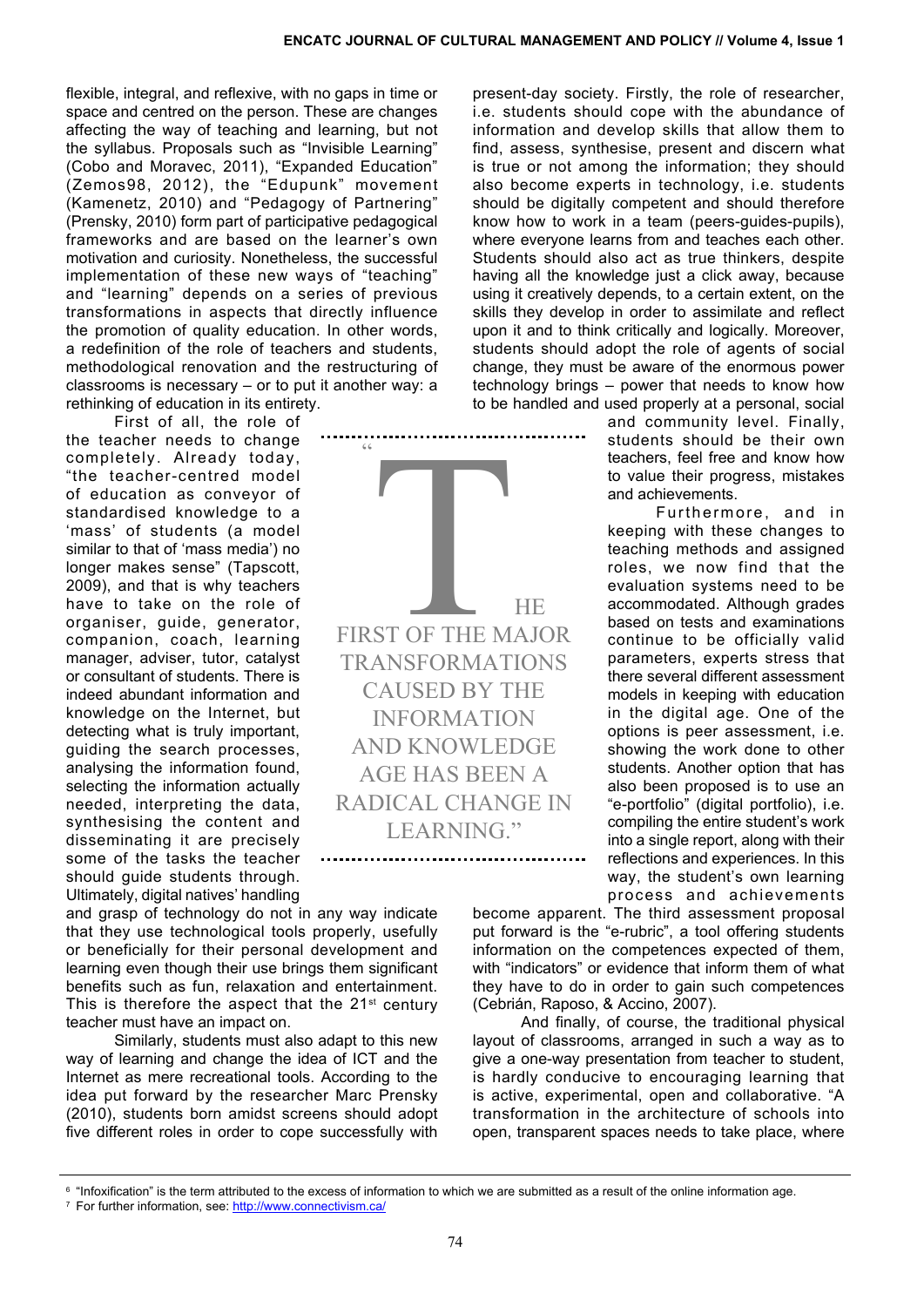flexible, integral, and reflexive, with no gaps in time or space and centred on the person. These are changes affecting the way of teaching and learning, but not the syllabus. Proposals such as "Invisible Learning" (Cobo and Moravec, 2011), "Expanded Education" (Zemos98, 2012), the "Edupunk" movement (Kamenetz, 2010) and "Pedagogy of Partnering" (Prensky, 2010) form part of participative pedagogical frameworks and are based on the learner's own motivation and curiosity. Nonetheless, the successful implementation of these new ways of "teaching" and "learning" depends on a series of previous transformations in aspects that directly influence the promotion of quality education. In other words, a redefinition of the role of teachers and students, methodological renovation and the restructuring of classrooms is necessary – or to put it another way: a rethinking of education in its entirety.

First of all, the role of the teacher needs to change completely. Already today, "the teacher-centred model of education as conveyor of standardised knowledge to a 'mass' of students (a model similar to that of 'mass media') no longer makes sense" (Tapscott, 2009), and that is why teachers have to take on the role of organiser, guide, generator, companion, coach, learning manager, adviser, tutor, catalyst or consultant of students. There is indeed abundant information and knowledge on the Internet, but detecting what is truly important, guiding the search processes, analysing the information found, selecting the information actually needed, interpreting the data, synthesising the content and disseminating it are precisely some of the tasks the teacher should guide students through. Ultimately, digital natives' handling and grasp of technology do not in any way indicate that they use technological tools properly, usefully or beneficially for their personal development and learning even though their use brings them significant benefits such as fun, relaxation and entertainment. This is therefore the aspect that the 21st century teacher must have an impact on.

> "THE FIRST OF THE MAJOR TRANSFORMATIONS CAUSED BY THE INFORMATION AND KNOWLEDGE AGE HAS BEEN A RADICAL CHANGE IN LEARNING."

Similarly, students must also adapt to this new way of learning and change the idea of ICT and the Internet as mere recreational tools. According to the idea put forward by the researcher Marc Prensky (2010), students born amidst screens should adopt five different roles in order to cope successfully with present-day society. Firstly, the role of researcher, i.e. students should cope with the abundance of information and develop skills that allow them to find, assess, synthesise, present and discern what is true or not among the information; they should also become experts in technology, i.e. students should be digitally competent and should therefore know how to work in a team (peers-guides-pupils), where everyone learns from and teaches each other. Students should also act as true thinkers, despite having all the knowledge just a click away, because using it creatively depends, to a certain extent, on the skills they develop in order to assimilate and reflect upon it and to think critically and logically. Moreover, students should adopt the role of agents of social change, they must be aware of the enormous power technology brings – power that needs to know how to be handled and used properly at a personal, social and community level. Finally, students should be their own teachers, feel free and know how to value their progress, mistakes and achievements.

Furthermore, and in keeping with these changes to teaching methods and assigned roles, we now find that the evaluation systems need to be accommodated. Although grades based on tests and examinations continue to be officially valid parameters, experts stress that there several different assessment models in keeping with education in the digital age. One of the options is peer assessment, i.e. showing the work done to other students. Another option that has also been proposed is to use an "e-portfolio" (digital portfolio), i.e. compiling the entire student's work into a single report, along with their reflections and experiences. In this way, the student's own learning process and achievements become apparent. The third assessment proposal put forward is the "e-rubric", a tool offering students information on the competences expected of them, with "indicators" or evidence that inform them of what they have to do in order to gain such competences (Cebrián, Raposo, & Accino, 2007).

And finally, of course, the traditional physical layout of classrooms, arranged in such a way as to give a one-way presentation from teacher to student, is hardly conducive to encouraging learning that is active, experimental, open and collaborative. "A transformation in the architecture of schools into open, transparent spaces needs to take place, where

---

[6] "Infoxification" is the term attributed to the excess of information to which we are submitted as a result of the online information age.

[7] For further information, see: http://www.connectivism.ca/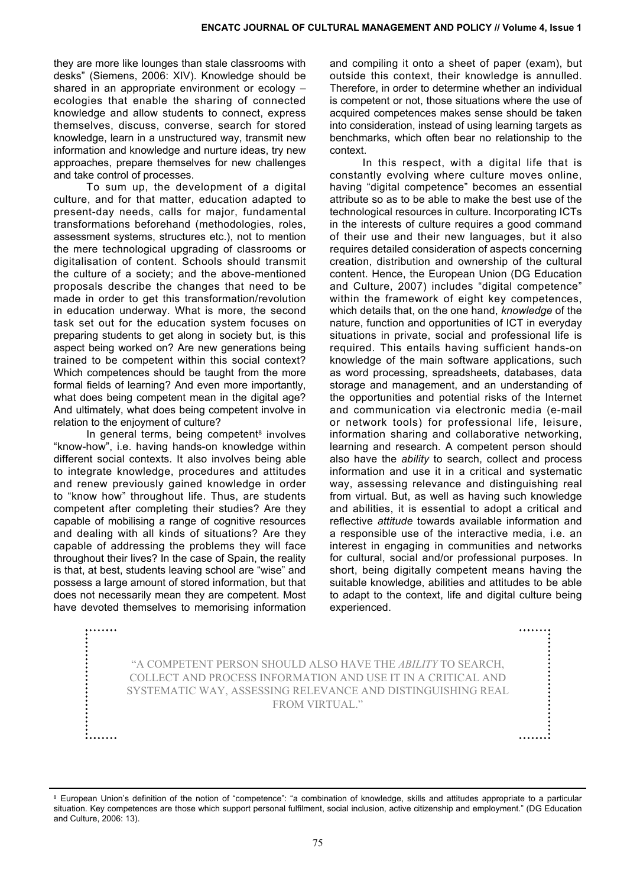they are more like lounges than stale classrooms with desks" (Siemens, 2006: XIV). Knowledge should be shared in an appropriate environment or ecology – ecologies that enable the sharing of connected knowledge and allow students to connect, express themselves, discuss, converse, search for stored knowledge, learn in a unstructured way, transmit new information and knowledge and nurture ideas, try new approaches, prepare themselves for new challenges and take control of processes.

To sum up, the development of a digital culture, and for that matter, education adapted to present-day needs, calls for major, fundamental transformations beforehand (methodologies, roles, assessment systems, structures etc.), not to mention the mere technological upgrading of classrooms or digitalisation of content. Schools should transmit the culture of a society; and the above-mentioned proposals describe the changes that need to be made in order to get this transformation/revolution in education underway. What is more, the second task set out for the education system focuses on preparing students to get along in society but, is this aspect being worked on? Are new generations being trained to be competent within this social context? Which competences should be taught from the more formal fields of learning? And even more importantly, what does being competent mean in the digital age? And ultimately, what does being competent involve in relation to the enjoyment of culture?

In general terms, being competent[8] involves "know-how", i.e. having hands-on knowledge within different social contexts. It also involves being able to integrate knowledge, procedures and attitudes and renew previously gained knowledge in order to "know how" throughout life. Thus, are students competent after completing their studies? Are they capable of mobilising a range of cognitive resources and dealing with all kinds of situations? Are they capable of addressing the problems they will face throughout their lives? In the case of Spain, the reality is that, at best, students leaving school are "wise" and possess a large amount of stored information, but that does not necessarily mean they are competent. Most have devoted themselves to memorising information and compiling it onto a sheet of paper (exam), but outside this context, their knowledge is annulled. Therefore, in order to determine whether an individual is competent or not, those situations where the use of acquired competences makes sense should be taken into consideration, instead of using learning targets as benchmarks, which often bear no relationship to the context.

In this respect, with a digital life that is constantly evolving where culture moves online, having "digital competence" becomes an essential attribute so as to be able to make the best use of the technological resources in culture. Incorporating ICTs in the interests of culture requires a good command of their use and their new languages, but it also requires detailed consideration of aspects concerning creation, distribution and ownership of the cultural content. Hence, the European Union (DG Education and Culture, 2007) includes "digital competence" within the framework of eight key competences, which details that, on the one hand, *knowledge* of the nature, function and opportunities of ICT in everyday situations in private, social and professional life is required. This entails having sufficient hands-on knowledge of the main software applications, such as word processing, spreadsheets, databases, data storage and management, and an understanding of the opportunities and potential risks of the Internet and communication via electronic media (e-mail or network tools) for professional life, leisure, information sharing and collaborative networking, learning and research. A competent person should also have the *ability* to search, collect and process information and use it in a critical and systematic way, assessing relevance and distinguishing real from virtual. But, as well as having such knowledge and abilities, it is essential to adopt a critical and reflective *attitude* towards available information and a responsible use of the interactive media, i.e. an interest in engaging in communities and networks for cultural, social and/or professional purposes. In short, being digitally competent means having the suitable knowledge, abilities and attitudes to be able to adapt to the context, life and digital culture being experienced.

> "A COMPETENT PERSON SHOULD ALSO HAVE THE *ABILITY* TO SEARCH, COLLECT AND PROCESS INFORMATION AND USE IT IN A CRITICAL AND SYSTEMATIC WAY, ASSESSING RELEVANCE AND DISTINGUISHING REAL FROM VIRTUAL."

---

[8] European Union's definition of the notion of "competence": "a combination of knowledge, skills and attitudes appropriate to a particular situation. Key competences are those which support personal fulfilment, social inclusion, active citizenship and employment." (DG Education and Culture, 2006: 13).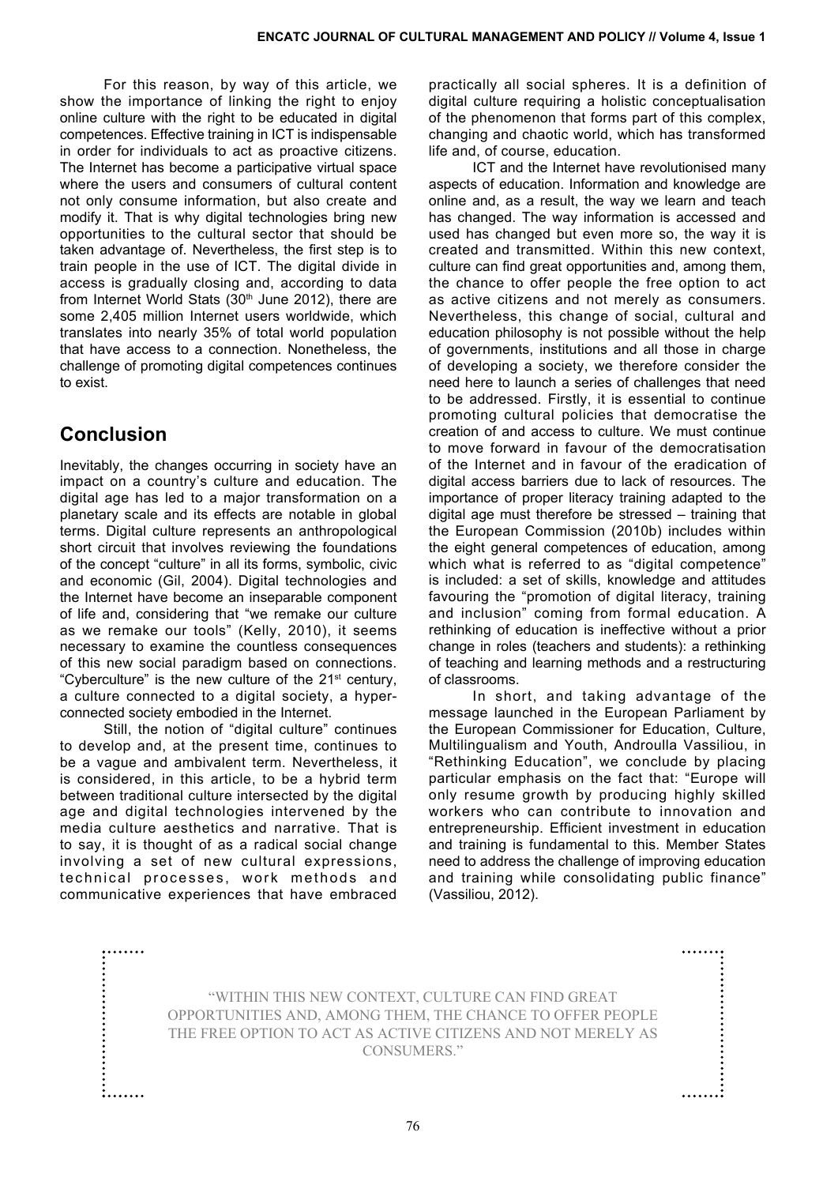For this reason, by way of this article, we show the importance of linking the right to enjoy online culture with the right to be educated in digital competences. Effective training in ICT is indispensable in order for individuals to act as proactive citizens. The Internet has become a participative virtual space where the users and consumers of cultural content not only consume information, but also create and modify it. That is why digital technologies bring new opportunities to the cultural sector that should be taken advantage of. Nevertheless, the first step is to train people in the use of ICT. The digital divide in access is gradually closing and, according to data from Internet World Stats (30th June 2012), there are some 2,405 million Internet users worldwide, which translates into nearly 35% of total world population that have access to a connection. Nonetheless, the challenge of promoting digital competences continues to exist.

## Conclusion

Inevitably, the changes occurring in society have an impact on a country's culture and education. The digital age has led to a major transformation on a planetary scale and its effects are notable in global terms. Digital culture represents an anthropological short circuit that involves reviewing the foundations of the concept "culture" in all its forms, symbolic, civic and economic (Gil, 2004). Digital technologies and the Internet have become an inseparable component of life and, considering that "we remake our culture as we remake our tools" (Kelly, 2010), it seems necessary to examine the countless consequences of this new social paradigm based on connections. "Cyberculture" is the new culture of the 21st century, a culture connected to a digital society, a hyper-connected society embodied in the Internet.

Still, the notion of "digital culture" continues to develop and, at the present time, continues to be a vague and ambivalent term. Nevertheless, it is considered, in this article, to be a hybrid term between traditional culture intersected by the digital age and digital technologies intervened by the media culture aesthetics and narrative. That is to say, it is thought of as a radical social change involving a set of new cultural expressions, technical processes, work methods and communicative experiences that have embraced practically all social spheres. It is a definition of digital culture requiring a holistic conceptualisation of the phenomenon that forms part of this complex, changing and chaotic world, which has transformed life and, of course, education.

ICT and the Internet have revolutionised many aspects of education. Information and knowledge are online and, as a result, the way we learn and teach has changed. The way information is accessed and used has changed but even more so, the way it is created and transmitted. Within this new context, culture can find great opportunities and, among them, the chance to offer people the free option to act as active citizens and not merely as consumers. Nevertheless, this change of social, cultural and education philosophy is not possible without the help of governments, institutions and all those in charge of developing a society, we therefore consider the need here to launch a series of challenges that need to be addressed. Firstly, it is essential to continue promoting cultural policies that democratise the creation of and access to culture. We must continue to move forward in favour of the democratisation of the Internet and in favour of the eradication of digital access barriers due to lack of resources. The importance of proper literacy training adapted to the digital age must therefore be stressed – training that the European Commission (2010b) includes within the eight general competences of education, among which what is referred to as "digital competence" is included: a set of skills, knowledge and attitudes favouring the "promotion of digital literacy, training and inclusion" coming from formal education. A rethinking of education is ineffective without a prior change in roles (teachers and students): a rethinking of teaching and learning methods and a restructuring of classrooms.

In short, and taking advantage of the message launched in the European Parliament by the European Commissioner for Education, Culture, Multilingualism and Youth, Androulla Vassiliou, in "Rethinking Education", we conclude by placing particular emphasis on the fact that: "Europe will only resume growth by producing highly skilled workers who can contribute to innovation and entrepreneurship. Efficient investment in education and training is fundamental to this. Member States need to address the challenge of improving education and training while consolidating public finance" (Vassiliou, 2012).

> "WITHIN THIS NEW CONTEXT, CULTURE CAN FIND GREAT OPPORTUNITIES AND, AMONG THEM, THE CHANCE TO OFFER PEOPLE THE FREE OPTION TO ACT AS ACTIVE CITIZENS AND NOT MERELY AS CONSUMERS."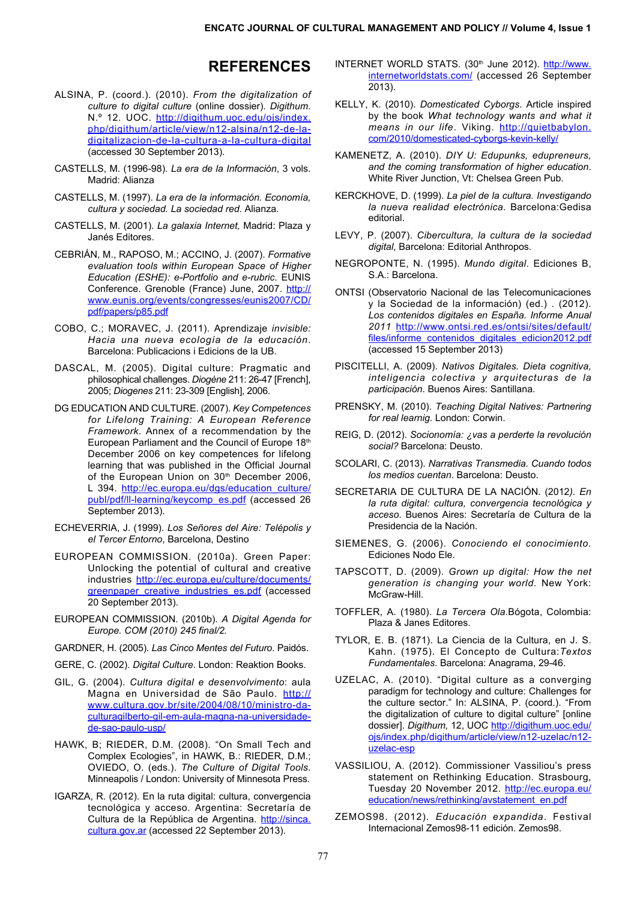# REFERENCES

ALSINA, P. (coord.). (2010). *From the digitalization of culture to digital culture* (online dossier). *Digithum*. N.º 12. UOC. http://digithum.uoc.edu/ojs/index.php/digithum/article/view/n12-alsina/n12-de-la-digitalizacion-de-la-cultura-a-la-cultura-digital (accessed 30 September 2013).

CASTELLS, M. (1996-98). *La era de la Información*, 3 vols. Madrid: Alianza

CASTELLS, M. (1997). *La era de la información. Economía, cultura y sociedad. La sociedad red.* Alianza.

CASTELLS, M. (2001). *La galaxia Internet,* Madrid: Plaza y Janés Editores.

CEBRIÁN, M., RAPOSO, M.; ACCINO, J. (2007). *Formative evaluation tools within European Space of Higher Education (ESHE): e-Portfolio and e-rubric.* EUNIS Conference. Grenoble (France) June, 2007. http://www.eunis.org/events/congresses/eunis2007/CD/pdf/papers/p85.pdf

COBO, C.; MORAVEC, J. (2011). Aprendizaje *invisible: Hacia una nueva ecología de la educación.* Barcelona: Publicacions i Edicions de la UB.

DASCAL, M. (2005). Digital culture: Pragmatic and philosophical challenges. *Diogène* 211: 26-47 [French], 2005; *Diogenes* 211: 23-309 [English], 2006.

DG EDUCATION AND CULTURE. (2007). *Key Competences for Lifelong Training: A European Reference Framework*. Annex of a recommendation by the European Parliament and the Council of Europe 18th December 2006 on key competences for lifelong learning that was published in the Official Journal of the European Union on 30th December 2006, L 394. http://ec.europa.eu/dgs/education_culture/publ/pdf/ll-learning/keycomp_es.pdf (accessed 26 September 2013).

ECHEVERRIA, J. (1999). *Los Señores del Aire: Telépolis y el Tercer Entorno*, Barcelona, Destino

EUROPEAN COMMISSION. (2010a). Green Paper: Unlocking the potential of cultural and creative industries http://ec.europa.eu/culture/documents/greenpaper_creative_industries_es.pdf (accessed 20 September 2013).

EUROPEAN COMMISSION. (2010b). *A Digital Agenda for Europe. COM (2010) 245 final/2.*

GARDNER, H. (2005). *Las Cinco Mentes del Futuro.* Paidós.

GERE, C. (2002). *Digital Culture*. London: Reaktion Books.

GIL, G. (2004). *Cultura digital e desenvolvimento*: aula Magna en Universidad de São Paulo. http://www.cultura.gov.br/site/2004/08/10/ministro-da-culturagilberto-gil-em-aula-magna-na-universidade-de-sao-paulo-usp/

HAWK, B; RIEDER, D.M. (2008). "On Small Tech and Complex Ecologies", in HAWK, B.: RIEDER, D.M.; OVIEDO, O. (eds.). *The Culture of Digital Tools.* Minneapolis / London: University of Minnesota Press.

IGARZA, R. (2012). En la ruta digital: cultura, convergencia tecnológica y acceso. Argentina: Secretaría de Cultura de la República de Argentina. http://sinca.cultura.gov.ar (accessed 22 September 2013).

INTERNET WORLD STATS. (30th June 2012). http://www.internetworldstats.com/ (accessed 26 September 2013).

KELLY, K. (2010). *Domesticated Cyborgs*. Article inspired by the book *What technology wants and what it means in our life*. Viking. http://quietbabylon.com/2010/domesticated-cyborgs-kevin-kelly/

KAMENETZ, A. (2010). *DIY U: Edupunks, edupreneurs, and the coming transformation of higher education.* White River Junction, Vt: Chelsea Green Pub.

KERCKHOVE, D. (1999). *La piel de la cultura. Investigando la nueva realidad electrónica*. Barcelona:Gedisa editorial.

LEVY, P. (2007). *Cibercultura, la cultura de la sociedad digital*, Barcelona: Editorial Anthropos.

NEGROPONTE, N. (1995). *Mundo digital*. Ediciones B, S.A.: Barcelona.

ONTSI (Observatorio Nacional de las Telecomunicaciones y la Sociedad de la información) (ed.) . (2012). *Los contenidos digitales en España. Informe Anual 2011* http://www.ontsi.red.es/ontsi/sites/default/files/informe_contenidos_digitales_edicion2012.pdf (accessed 15 September 2013)

PISCITELLI, A. (2009). *Nativos Digitales. Dieta cognitiva, inteligencia colectiva y arquitecturas de la participación*. Buenos Aires: Santillana.

PRENSKY, M. (2010). *Teaching Digital Natives: Partnering for real learnig.* London: Corwin.

REIG, D. (2012). *Socionomía: ¿vas a perderte la revolución social?* Barcelona: Deusto.

SCOLARI, C. (2013). *Narrativas Transmedia. Cuando todos los medios cuentan*. Barcelona: Deusto.

SECRETARIA DE CULTURA DE LA NACIÓN. (2012*). En la ruta digital: cultura, convergencia tecnológica y acceso.* Buenos Aires: Secretaría de Cultura de la Presidencia de la Nación.

SIEMENES, G. (2006). *Conociendo el conocimiento.* Ediciones Nodo Ele.

TAPSCOTT, D. (2009). *Grown up digital: How the net generation is changing your world*. New York: McGraw-Hill.

TOFFLER, A. (1980). *La Tercera Ola*.Bógota, Colombia: Plaza & Janes Editores.

TYLOR, E. B. (1871). La Ciencia de la Cultura, en J. S. Kahn. (1975). El Concepto de Cultura:*Textos Fundamentales*. Barcelona: Anagrama, 29-46.

UZELAC, A. (2010). "Digital culture as a converging paradigm for technology and culture: Challenges for the culture sector." In: ALSINA, P. (coord.). "From the digitalization of culture to digital culture" [online dossier]. *Digithum,* 12, UOC http://digithum.uoc.edu/ojs/index.php/digithum/article/view/n12-uzelac/n12-uzelac-esp

VASSILIOU, A. (2012). Commissioner Vassiliou's press statement on Rethinking Education. Strasbourg, Tuesday 20 November 2012. http://ec.europa.eu/education/news/rethinking/avstatement_en.pdf

ZEMOS98. (2012). *Educación expandida*. Festival Internacional Zemos98-11 edición. Zemos98.